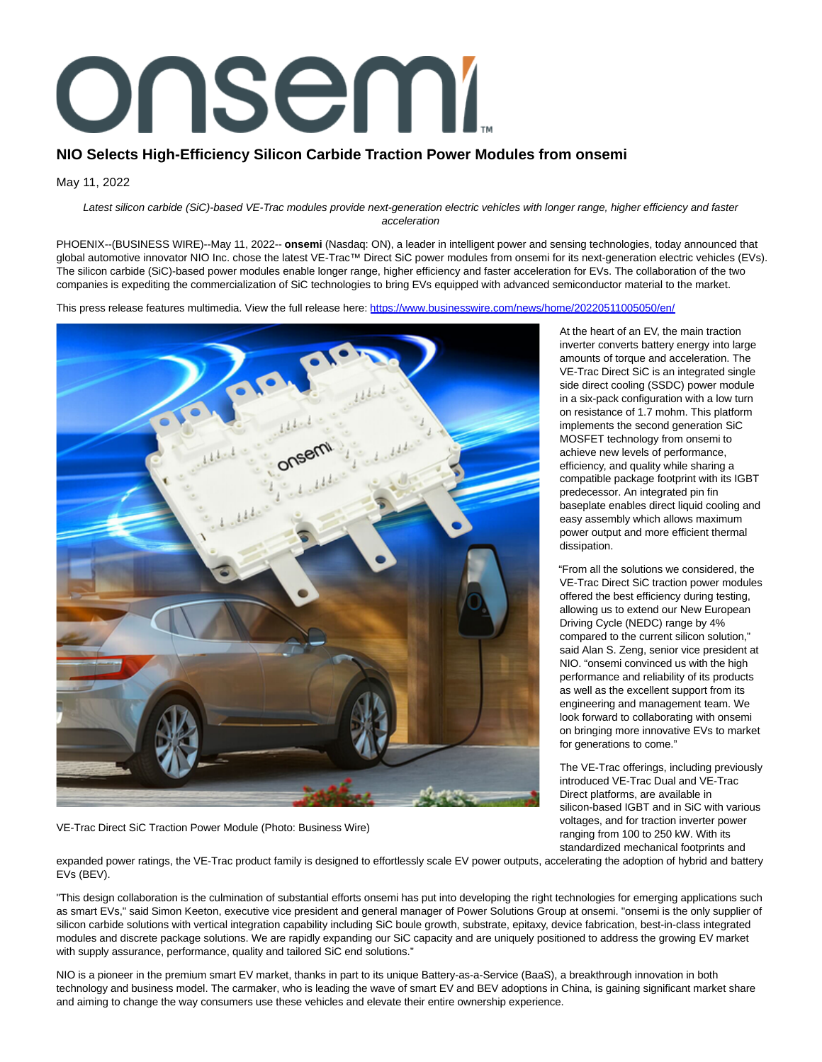# NIO Selects High-Efficiency Silicon Carbide Traction Power Modules from onsemi

May 11, 2022

*Latest silicon carbide (SiC)-based VE-Trac modules provide next-generation electric vehicles with longer range, higher efficiency and faster acceleration*

PHOENIX--(BUSINESS WIRE)--May 11, 2022-- **onsemi** (Nasdaq: ON), a leader in intelligent power and sensing technologies, today announced that global automotive innovator NIO Inc. chose the latest VE-Trac™ Direct SiC power modules from onsemi for its next-generation electric vehicles (EVs). The silicon carbide (SiC)-based power modules enable longer range, higher efficiency and faster acceleration for EVs. The collaboration of the two companies is expediting the commercialization of SiC technologies to bring EVs equipped with advanced semiconductor material to the market.

This press release features multimedia. View the full release here: https://www.businesswire.com/news/home/20220511005050/en/

VE-Trac Direct SiC Traction Power Module (Photo: Business Wire)

At the heart of an EV, the main traction inverter converts battery energy into large amounts of torque and acceleration. The VE-Trac Direct SiC is an integrated single side direct cooling (SSDC) power module in a six-pack configuration with a low turn on resistance of 1.7 mohm. This platform implements the second generation SiC MOSFET technology from onsemi to achieve new levels of performance, efficiency, and quality while sharing a compatible package footprint with its IGBT predecessor. An integrated pin fin baseplate enables direct liquid cooling and easy assembly which allows maximum power output and more efficient thermal dissipation.

"From all the solutions we considered, the VE-Trac Direct SiC traction power modules offered the best efficiency during testing, allowing us to extend our New European Driving Cycle (NEDC) range by 4% compared to the current silicon solution," said Alan S. Zeng, senior vice president at NIO. "onsemi convinced us with the high performance and reliability of its products as well as the excellent support from its engineering and management team. We look forward to collaborating with onsemi on bringing more innovative EVs to market for generations to come."

The VE-Trac offerings, including previously introduced VE-Trac Dual and VE-Trac Direct platforms, are available in silicon-based IGBT and in SiC with various voltages, and for traction inverter power ranging from 100 to 250 kW. With its standardized mechanical footprints and expanded power ratings, the VE-Trac product family is designed to effortlessly scale EV power outputs, accelerating the adoption of hybrid and battery EVs (BEV).

"This design collaboration is the culmination of substantial efforts onsemi has put into developing the right technologies for emerging applications such as smart EVs," said Simon Keeton, executive vice president and general manager of Power Solutions Group at onsemi. "onsemi is the only supplier of silicon carbide solutions with vertical integration capability including SiC boule growth, substrate, epitaxy, device fabrication, best-in-class integrated modules and discrete package solutions. We are rapidly expanding our SiC capacity and are uniquely positioned to address the growing EV market with supply assurance, performance, quality and tailored SiC end solutions."

NIO is a pioneer in the premium smart EV market, thanks in part to its unique Battery-as-a-Service (BaaS), a breakthrough innovation in both technology and business model. The carmaker, who is leading the wave of smart EV and BEV adoptions in China, is gaining significant market share and aiming to change the way consumers use these vehicles and elevate their entire ownership experience.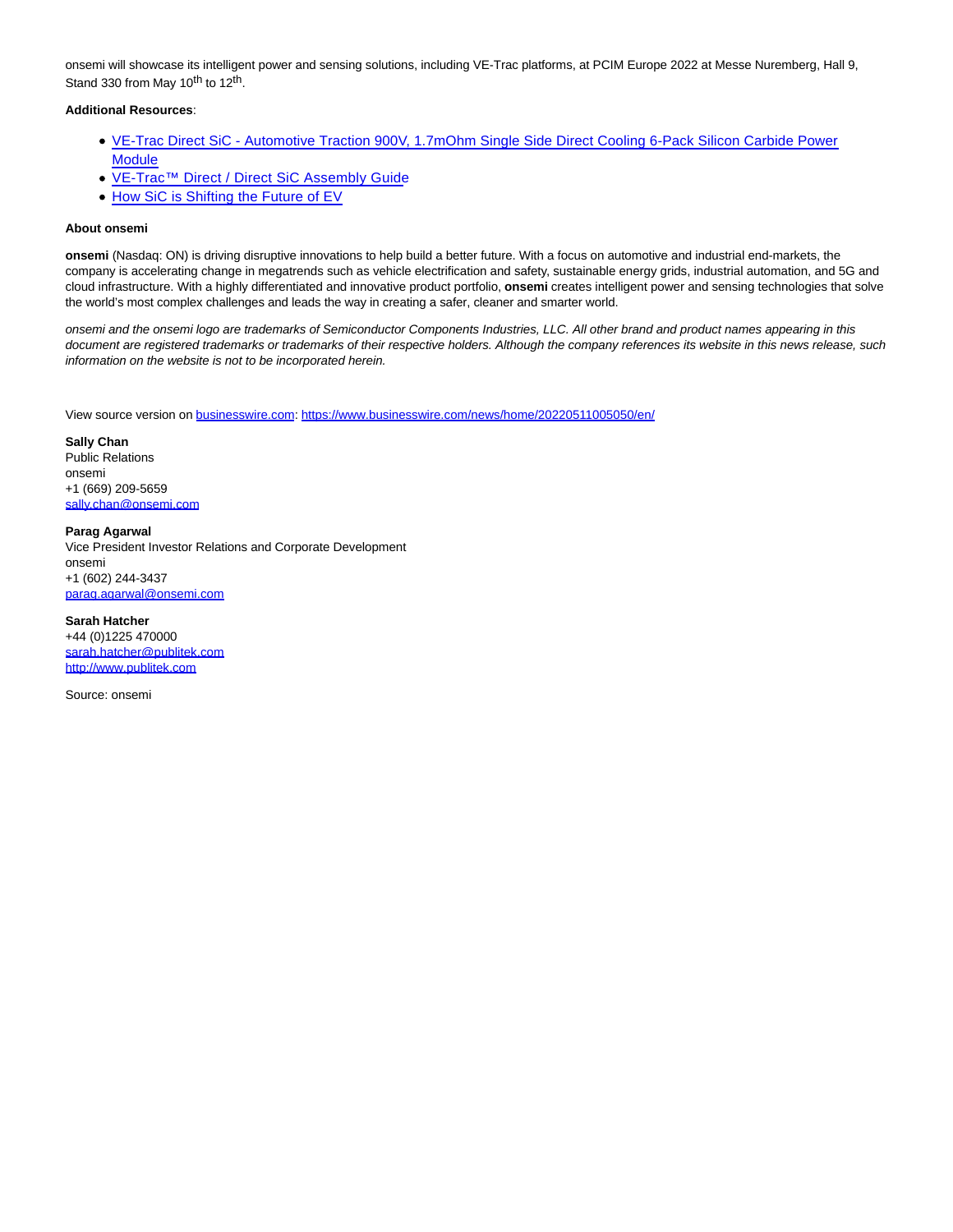onsemi will showcase its intelligent power and sensing solutions, including VE-Trac platforms, at PCIM Europe 2022 at Messe Nuremberg, Hall 9, Stand 330 from May 10th to 12th.

**Additional Resources**:

- VE-Trac Direct SiC - Automotive Traction 900V, 1.7mOhm Single Side Direct Cooling 6-Pack Silicon Carbide Power Module
- VE-Trac™ Direct / Direct SiC Assembly Guide
- How SiC is Shifting the Future of EV

**About onsemi**

**onsemi** (Nasdaq: ON) is driving disruptive innovations to help build a better future. With a focus on automotive and industrial end-markets, the company is accelerating change in megatrends such as vehicle electrification and safety, sustainable energy grids, industrial automation, and 5G and cloud infrastructure. With a highly differentiated and innovative product portfolio, **onsemi** creates intelligent power and sensing technologies that solve the world's most complex challenges and leads the way in creating a safer, cleaner and smarter world.

*onsemi and the onsemi logo are trademarks of Semiconductor Components Industries, LLC. All other brand and product names appearing in this document are registered trademarks or trademarks of their respective holders. Although the company references its website in this news release, such information on the website is not to be incorporated herein.*

View source version on businesswire.com: https://www.businesswire.com/news/home/20220511005050/en/

**Sally Chan**
Public Relations
onsemi
+1 (669) 209-5659
sally.chan@onsemi.com

**Parag Agarwal**
Vice President Investor Relations and Corporate Development
onsemi
+1 (602) 244-3437
parag.agarwal@onsemi.com

**Sarah Hatcher**
+44 (0)1225 470000
sarah.hatcher@publitek.com
http://www.publitek.com

Source: onsemi